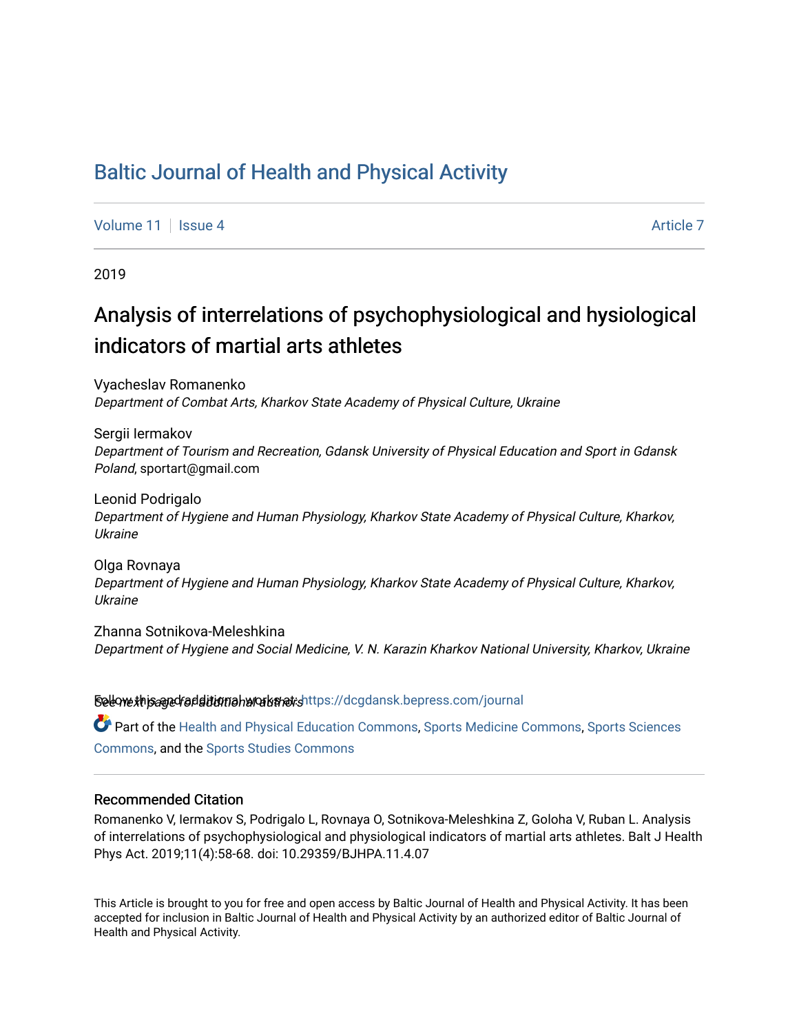# Baltic Journal of Health and Physical Activity

Volume 11 | Issue 4 | Article 7

2019

## Analysis of interrelations of psychophysiological and hysiological indicators of martial arts athletes

Vyacheslav Romanenko
*Department of Combat Arts, Kharkov State Academy of Physical Culture, Ukraine*

Sergii Iermakov
*Department of Tourism and Recreation, Gdansk University of Physical Education and Sport in Gdansk Poland*, sportart@gmail.com

Leonid Podrigalo
*Department of Hygiene and Human Physiology, Kharkov State Academy of Physical Culture, Kharkov, Ukraine*

Olga Rovnaya
*Department of Hygiene and Human Physiology, Kharkov State Academy of Physical Culture, Kharkov, Ukraine*

Zhanna Sotnikova-Meleshkina
*Department of Hygiene and Social Medicine, V. N. Karazin Kharkov National University, Kharkov, Ukraine*

*See next page for additional authors*

Follow this and additional works at: https://dcgdansk.bepress.com/journal

Part of the Health and Physical Education Commons, Sports Medicine Commons, Sports Sciences Commons, and the Sports Studies Commons

### Recommended Citation

Romanenko V, Iermakov S, Podrigalo L, Rovnaya O, Sotnikova-Meleshkina Z, Goloha V, Ruban L. Analysis of interrelations of psychophysiological and physiological indicators of martial arts athletes. Balt J Health Phys Act. 2019;11(4):58-68. doi: 10.29359/BJHPA.11.4.07

This Article is brought to you for free and open access by Baltic Journal of Health and Physical Activity. It has been accepted for inclusion in Baltic Journal of Health and Physical Activity by an authorized editor of Baltic Journal of Health and Physical Activity.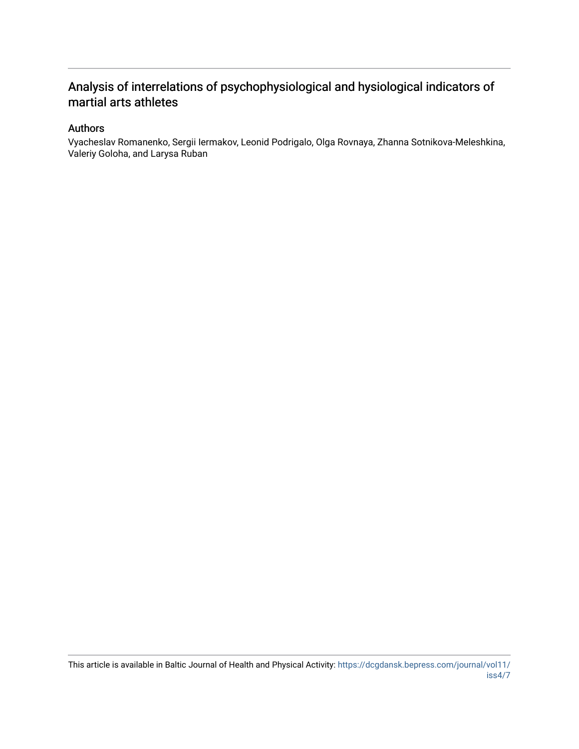# Analysis of interrelations of psychophysiological and hysiological indicators of martial arts athletes

## Authors

Vyacheslav Romanenko, Sergii Iermakov, Leonid Podrigalo, Olga Rovnaya, Zhanna Sotnikova-Meleshkina, Valeriy Goloha, and Larysa Ruban

This article is available in Baltic Journal of Health and Physical Activity: https://dcgdansk.bepress.com/journal/vol11/iss4/7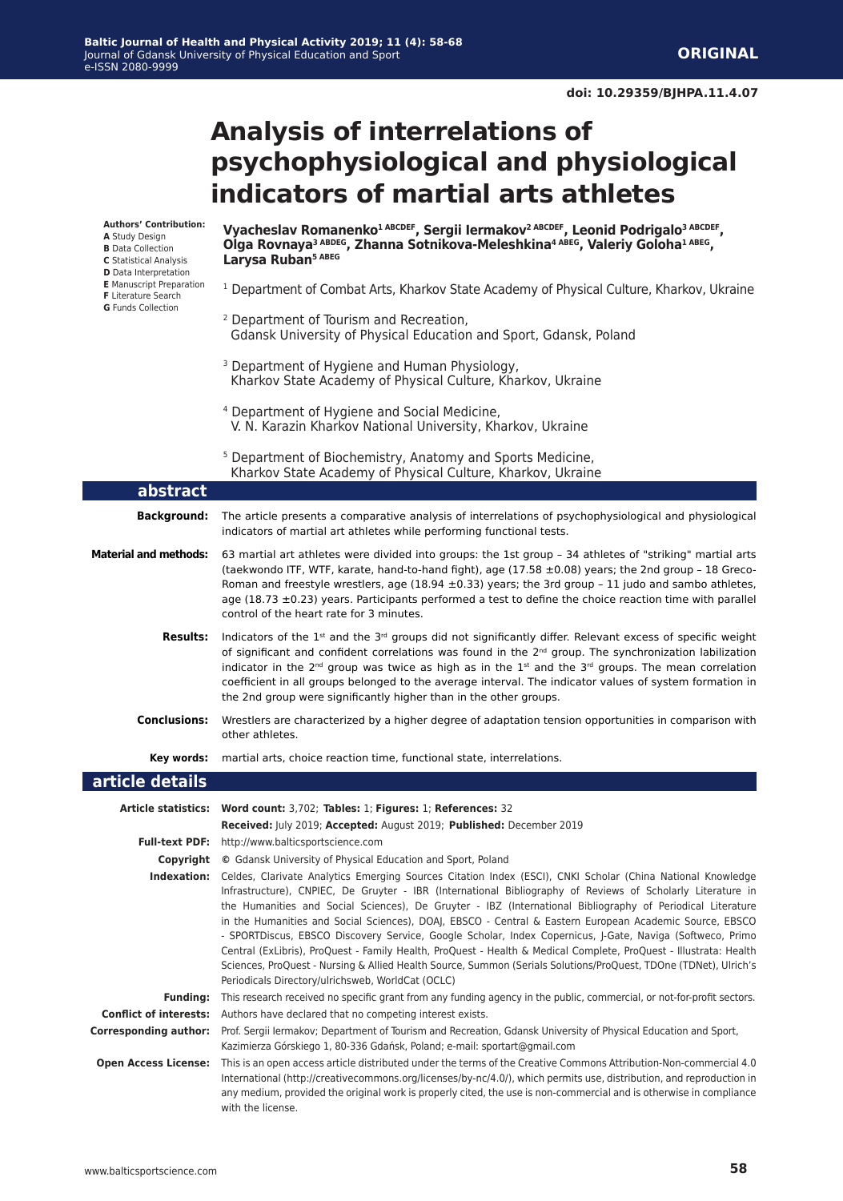**ORIGINAL**

**doi: 10.29359/BJHPA.11.4.07**

# Analysis of interrelations of psychophysiological and physiological indicators of martial arts athletes

**Authors' Contribution:**
**A** Study Design
**B** Data Collection
**C** Statistical Analysis
**D** Data Interpretation
**E** Manuscript Preparation
**F** Literature Search
**G** Funds Collection

**Vyacheslav Romanenko[1 ABCDEF], Sergii Iermakov[2 ABCDEF], Leonid Podrigalo[3 ABCDEF], Olga Rovnaya[3 ABDEG], Zhanna Sotnikova-Meleshkina[4 ABEG], Valeriy Goloha[1 ABEG], Larysa Ruban[5 ABEG]**

[1] Department of Combat Arts, Kharkov State Academy of Physical Culture, Kharkov, Ukraine

[2] Department of Tourism and Recreation, Gdansk University of Physical Education and Sport, Gdansk, Poland

[3] Department of Hygiene and Human Physiology, Kharkov State Academy of Physical Culture, Kharkov, Ukraine

[4] Department of Hygiene and Social Medicine, V. N. Karazin Kharkov National University, Kharkov, Ukraine

[5] Department of Biochemistry, Anatomy and Sports Medicine, Kharkov State Academy of Physical Culture, Kharkov, Ukraine

## abstract

**Background:** The article presents a comparative analysis of interrelations of psychophysiological and physiological indicators of martial art athletes while performing functional tests.

**Material and methods:** 63 martial art athletes were divided into groups: the 1st group – 34 athletes of "striking" martial arts (taekwondo ITF, WTF, karate, hand-to-hand fight), age (17.58 ±0.08) years; the 2nd group – 18 Greco-Roman and freestyle wrestlers, age (18.94 ±0.33) years; the 3rd group – 11 judo and sambo athletes, age (18.73 ±0.23) years. Participants performed a test to define the choice reaction time with parallel control of the heart rate for 3 minutes.

**Results:** Indicators of the 1st and the 3rd groups did not significantly differ. Relevant excess of specific weight of significant and confident correlations was found in the 2nd group. The synchronization labilization indicator in the 2nd group was twice as high as in the 1st and the 3rd groups. The mean correlation coefficient in all groups belonged to the average interval. The indicator values of system formation in the 2nd group were significantly higher than in the other groups.

**Conclusions:** Wrestlers are characterized by a higher degree of adaptation tension opportunities in comparison with other athletes.

**Key words:** martial arts, choice reaction time, functional state, interrelations.

## article details

**Article statistics:** **Word count:** 3,702; **Tables:** 1; **Figures:** 1; **References:** 32
**Received:** July 2019; **Accepted:** August 2019; **Published:** December 2019

**Full-text PDF:** http://www.balticsportscience.com

**Copyright** © Gdansk University of Physical Education and Sport, Poland

**Indexation:** Celdes, Clarivate Analytics Emerging Sources Citation Index (ESCI), CNKI Scholar (China National Knowledge Infrastructure), CNPIEC, De Gruyter - IBR (International Bibliography of Reviews of Scholarly Literature in the Humanities and Social Sciences), De Gruyter - IBZ (International Bibliography of Periodical Literature in the Humanities and Social Sciences), DOAJ, EBSCO - Central & Eastern European Academic Source, EBSCO - SPORTDiscus, EBSCO Discovery Service, Google Scholar, Index Copernicus, J-Gate, Naviga (Softweco, Primo Central (ExLibris), ProQuest - Family Health, ProQuest - Health & Medical Complete, ProQuest - Illustrata: Health Sciences, ProQuest - Nursing & Allied Health Source, Summon (Serials Solutions/ProQuest, TDOne (TDNet), Ulrich's Periodicals Directory/ulrichsweb, WorldCat (OCLC)

**Funding:** This research received no specific grant from any funding agency in the public, commercial, or not-for-profit sectors.

**Conflict of interests:** Authors have declared that no competing interest exists.

**Corresponding author:** Prof. Sergii Iermakov; Department of Tourism and Recreation, Gdansk University of Physical Education and Sport, Kazimierza Górskiego 1, 80-336 Gdańsk, Poland; e-mail: sportart@gmail.com

**Open Access License:** This is an open access article distributed under the terms of the Creative Commons Attribution-Non-commercial 4.0 International (http://creativecommons.org/licenses/by-nc/4.0/), which permits use, distribution, and reproduction in any medium, provided the original work is properly cited, the use is non-commercial and is otherwise in compliance with the license.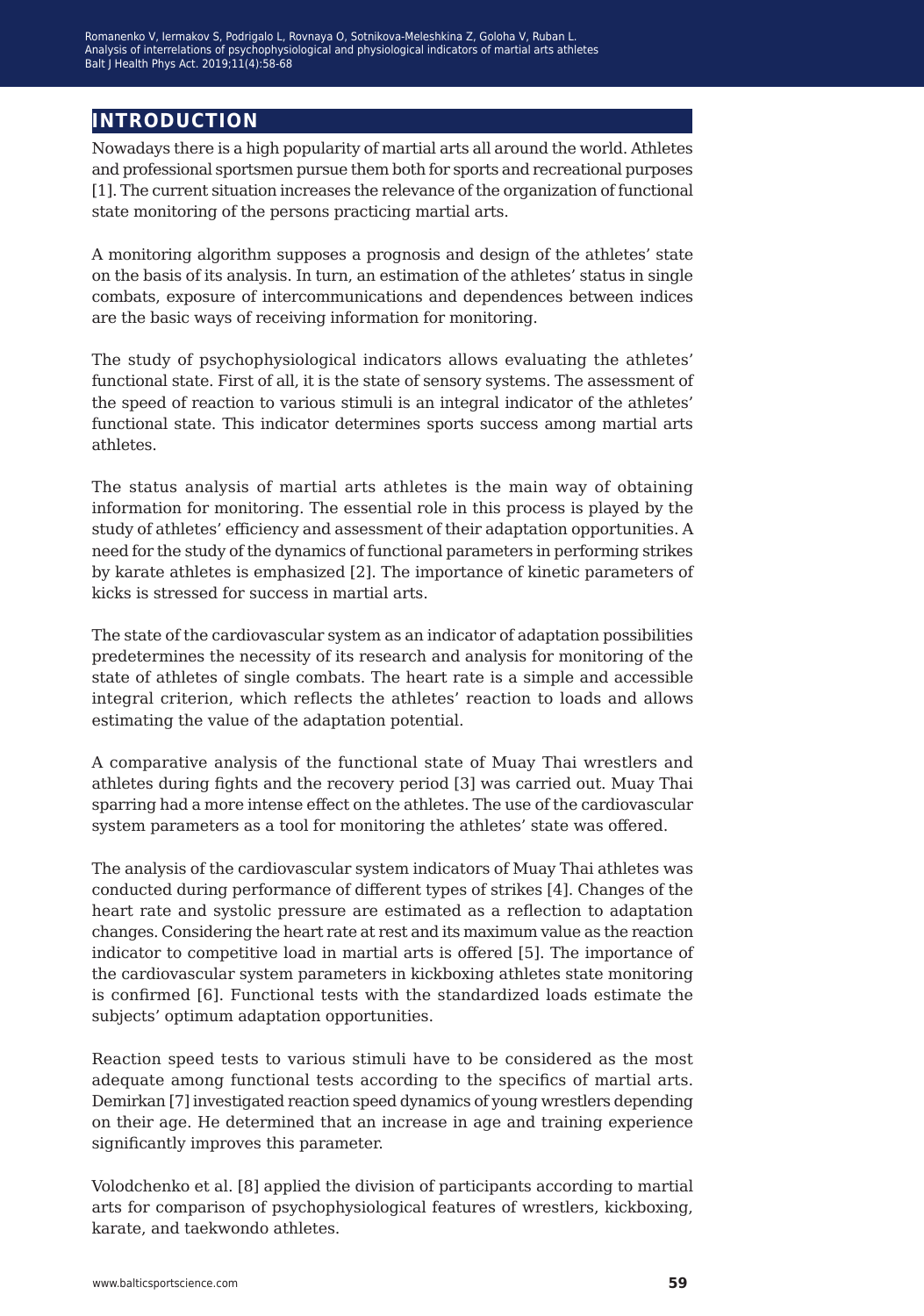## INTRODUCTION

Nowadays there is a high popularity of martial arts all around the world. Athletes and professional sportsmen pursue them both for sports and recreational purposes [1]. The current situation increases the relevance of the organization of functional state monitoring of the persons practicing martial arts.

A monitoring algorithm supposes a prognosis and design of the athletes' state on the basis of its analysis. In turn, an estimation of the athletes' status in single combats, exposure of intercommunications and dependences between indices are the basic ways of receiving information for monitoring.

The study of psychophysiological indicators allows evaluating the athletes' functional state. First of all, it is the state of sensory systems. The assessment of the speed of reaction to various stimuli is an integral indicator of the athletes' functional state. This indicator determines sports success among martial arts athletes.

The status analysis of martial arts athletes is the main way of obtaining information for monitoring. The essential role in this process is played by the study of athletes' efficiency and assessment of their adaptation opportunities. A need for the study of the dynamics of functional parameters in performing strikes by karate athletes is emphasized [2]. The importance of kinetic parameters of kicks is stressed for success in martial arts.

The state of the cardiovascular system as an indicator of adaptation possibilities predetermines the necessity of its research and analysis for monitoring of the state of athletes of single combats. The heart rate is a simple and accessible integral criterion, which reflects the athletes' reaction to loads and allows estimating the value of the adaptation potential.

A comparative analysis of the functional state of Muay Thai wrestlers and athletes during fights and the recovery period [3] was carried out. Muay Thai sparring had a more intense effect on the athletes. The use of the cardiovascular system parameters as a tool for monitoring the athletes' state was offered.

The analysis of the cardiovascular system indicators of Muay Thai athletes was conducted during performance of different types of strikes [4]. Changes of the heart rate and systolic pressure are estimated as a reflection to adaptation changes. Considering the heart rate at rest and its maximum value as the reaction indicator to competitive load in martial arts is offered [5]. The importance of the cardiovascular system parameters in kickboxing athletes state monitoring is confirmed [6]. Functional tests with the standardized loads estimate the subjects' optimum adaptation opportunities.

Reaction speed tests to various stimuli have to be considered as the most adequate among functional tests according to the specifics of martial arts. Demirkan [7] investigated reaction speed dynamics of young wrestlers depending on their age. He determined that an increase in age and training experience significantly improves this parameter.

Volodchenko et al. [8] applied the division of participants according to martial arts for comparison of psychophysiological features of wrestlers, kickboxing, karate, and taekwondo athletes.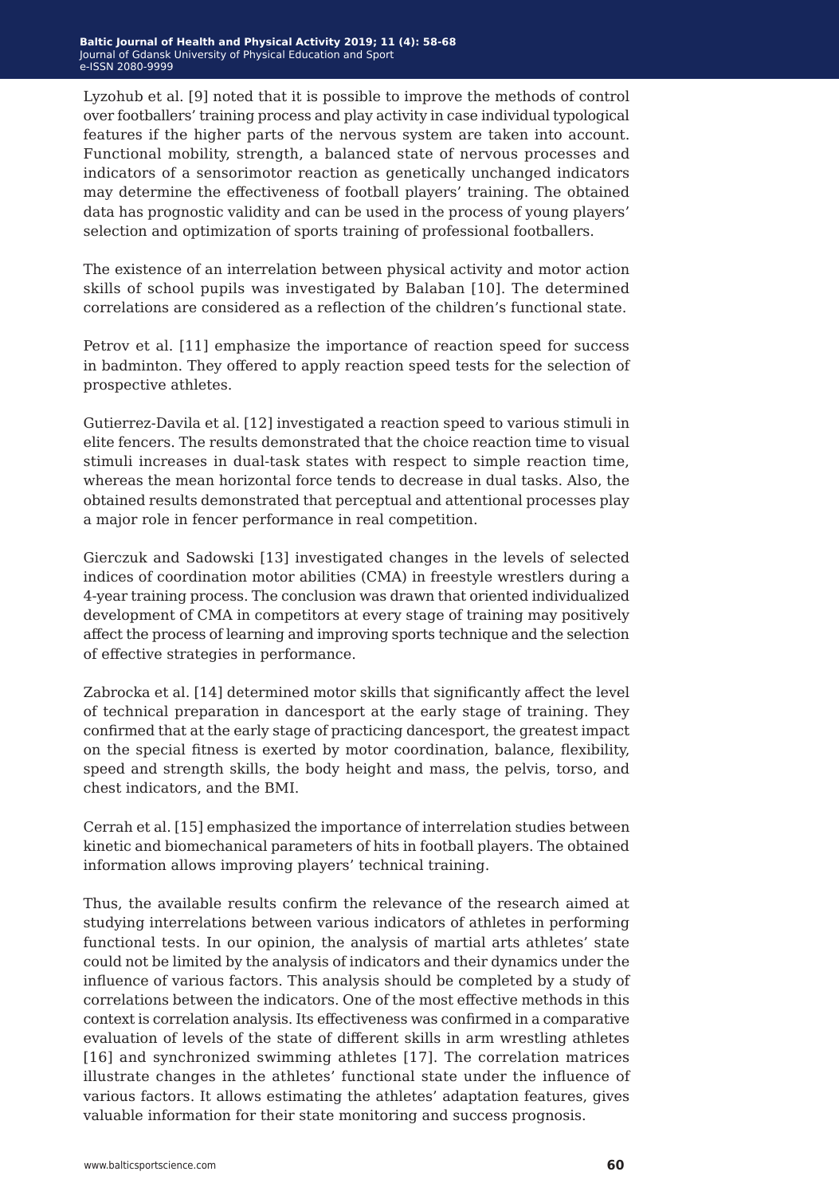Lyzohub et al. [9] noted that it is possible to improve the methods of control over footballers' training process and play activity in case individual typological features if the higher parts of the nervous system are taken into account. Functional mobility, strength, a balanced state of nervous processes and indicators of a sensorimotor reaction as genetically unchanged indicators may determine the effectiveness of football players' training. The obtained data has prognostic validity and can be used in the process of young players' selection and optimization of sports training of professional footballers.

The existence of an interrelation between physical activity and motor action skills of school pupils was investigated by Balaban [10]. The determined correlations are considered as a reflection of the children's functional state.

Petrov et al. [11] emphasize the importance of reaction speed for success in badminton. They offered to apply reaction speed tests for the selection of prospective athletes.

Gutierrez-Davila et al. [12] investigated a reaction speed to various stimuli in elite fencers. The results demonstrated that the choice reaction time to visual stimuli increases in dual-task states with respect to simple reaction time, whereas the mean horizontal force tends to decrease in dual tasks. Also, the obtained results demonstrated that perceptual and attentional processes play a major role in fencer performance in real competition.

Gierczuk and Sadowski [13] investigated changes in the levels of selected indices of coordination motor abilities (CMA) in freestyle wrestlers during a 4-year training process. The conclusion was drawn that oriented individualized development of CMA in competitors at every stage of training may positively affect the process of learning and improving sports technique and the selection of effective strategies in performance.

Zabrocka et al. [14] determined motor skills that significantly affect the level of technical preparation in dancesport at the early stage of training. They confirmed that at the early stage of practicing dancesport, the greatest impact on the special fitness is exerted by motor coordination, balance, flexibility, speed and strength skills, the body height and mass, the pelvis, torso, and chest indicators, and the BMI.

Cerrah et al. [15] emphasized the importance of interrelation studies between kinetic and biomechanical parameters of hits in football players. The obtained information allows improving players' technical training.

Thus, the available results confirm the relevance of the research aimed at studying interrelations between various indicators of athletes in performing functional tests. In our opinion, the analysis of martial arts athletes' state could not be limited by the analysis of indicators and their dynamics under the influence of various factors. This analysis should be completed by a study of correlations between the indicators. One of the most effective methods in this context is correlation analysis. Its effectiveness was confirmed in a comparative evaluation of levels of the state of different skills in arm wrestling athletes [16] and synchronized swimming athletes [17]. The correlation matrices illustrate changes in the athletes' functional state under the influence of various factors. It allows estimating the athletes' adaptation features, gives valuable information for their state monitoring and success prognosis.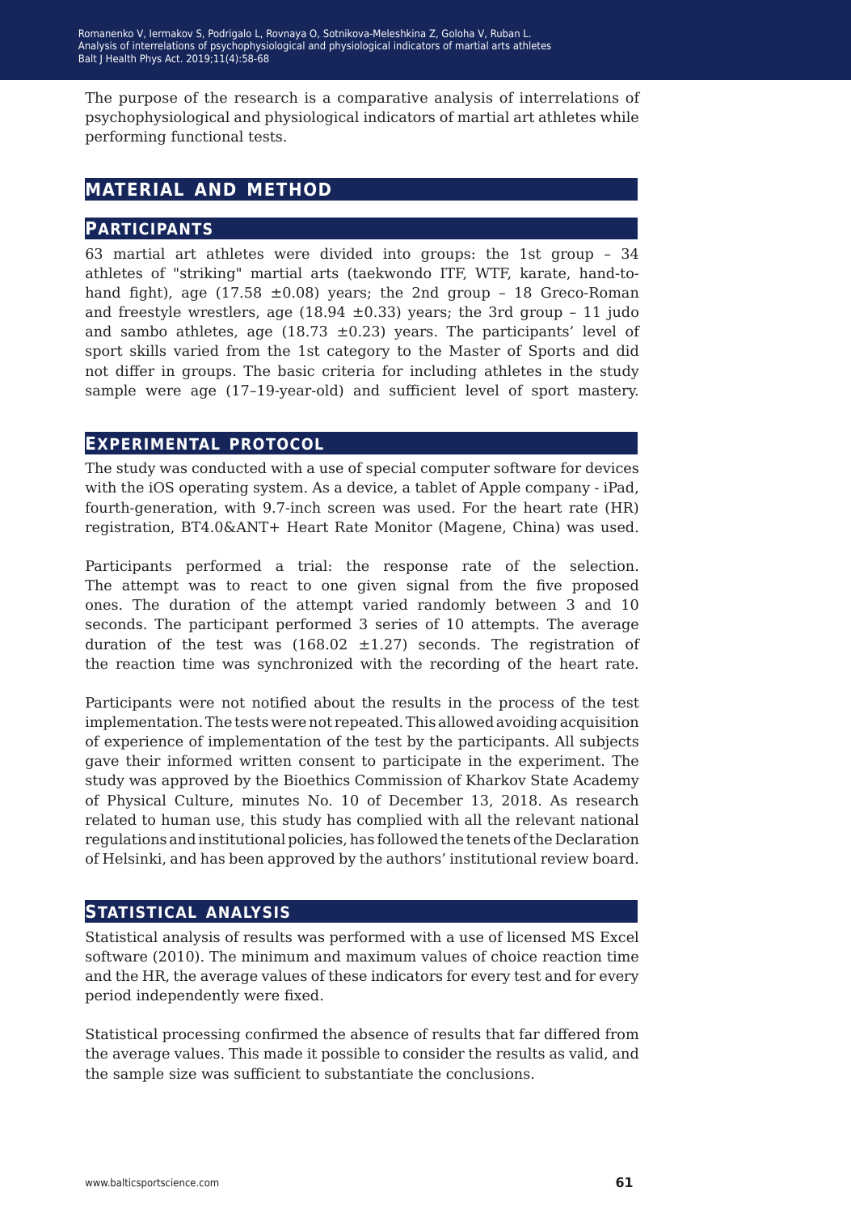The purpose of the research is a comparative analysis of interrelations of psychophysiological and physiological indicators of martial art athletes while performing functional tests.

## MATERIAL AND METHOD

### PARTICIPANTS

63 martial art athletes were divided into groups: the 1st group – 34 athletes of "striking" martial arts (taekwondo ITF, WTF, karate, hand-to-hand fight), age (17.58 ±0.08) years; the 2nd group – 18 Greco-Roman and freestyle wrestlers, age (18.94 ±0.33) years; the 3rd group – 11 judo and sambo athletes, age (18.73 ±0.23) years. The participants' level of sport skills varied from the 1st category to the Master of Sports and did not differ in groups. The basic criteria for including athletes in the study sample were age (17–19-year-old) and sufficient level of sport mastery.

### EXPERIMENTAL PROTOCOL

The study was conducted with a use of special computer software for devices with the iOS operating system. As a device, a tablet of Apple company - iPad, fourth-generation, with 9.7-inch screen was used. For the heart rate (HR) registration, BT4.0&ANT+ Heart Rate Monitor (Magene, China) was used.

Participants performed a trial: the response rate of the selection. The attempt was to react to one given signal from the five proposed ones. The duration of the attempt varied randomly between 3 and 10 seconds. The participant performed 3 series of 10 attempts. The average duration of the test was (168.02 ±1.27) seconds. The registration of the reaction time was synchronized with the recording of the heart rate.

Participants were not notified about the results in the process of the test implementation. The tests were not repeated. This allowed avoiding acquisition of experience of implementation of the test by the participants. All subjects gave their informed written consent to participate in the experiment. The study was approved by the Bioethics Commission of Kharkov State Academy of Physical Culture, minutes No. 10 of December 13, 2018. As research related to human use, this study has complied with all the relevant national regulations and institutional policies, has followed the tenets of the Declaration of Helsinki, and has been approved by the authors' institutional review board.

### STATISTICAL ANALYSIS

Statistical analysis of results was performed with a use of licensed MS Excel software (2010). The minimum and maximum values of choice reaction time and the HR, the average values of these indicators for every test and for every period independently were fixed.

Statistical processing confirmed the absence of results that far differed from the average values. This made it possible to consider the results as valid, and the sample size was sufficient to substantiate the conclusions.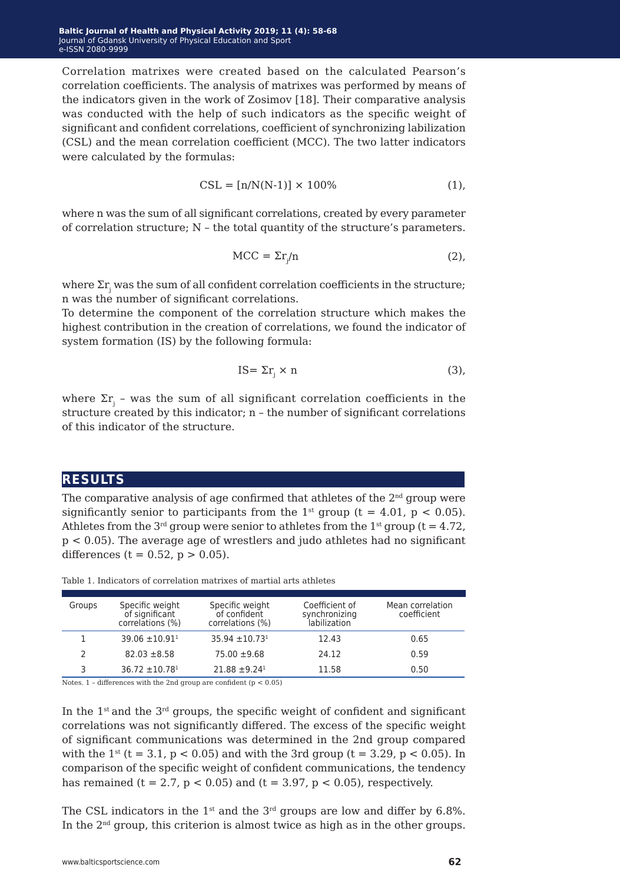Correlation matrixes were created based on the calculated Pearson's correlation coefficients. The analysis of matrixes was performed by means of the indicators given in the work of Zosimov [18]. Their comparative analysis was conducted with the help of such indicators as the specific weight of significant and confident correlations, coefficient of synchronizing labilization (CSL) and the mean correlation coefficient (MCC). The two latter indicators were calculated by the formulas:

$$CSL = [n/N(N-1)] \times 100\% \quad (1),$$

where n was the sum of all significant correlations, created by every parameter of correlation structure; N – the total quantity of the structure's parameters.

$$MCC = \Sigma r_j/n \quad (2),$$

where $\Sigma r_j$ was the sum of all confident correlation coefficients in the structure; n was the number of significant correlations.

To determine the component of the correlation structure which makes the highest contribution in the creation of correlations, we found the indicator of system formation (IS) by the following formula:

$$IS = \Sigma r_j \times n \quad (3),$$

where $\Sigma r_j$ – was the sum of all significant correlation coefficients in the structure created by this indicator; n – the number of significant correlations of this indicator of the structure.

## RESULTS

The comparative analysis of age confirmed that athletes of the 2nd group were significantly senior to participants from the 1st group ($t = 4.01$, $p < 0.05$). Athletes from the 3rd group were senior to athletes from the 1st group ($t = 4.72$, $p < 0.05$). The average age of wrestlers and judo athletes had no significant differences ($t = 0.52$, $p > 0.05$).

Table 1. Indicators of correlation matrixes of martial arts athletes

| Groups | Specific weight of significant correlations (%) | Specific weight of confident correlations (%) | Coefficient of synchronizing labilization | Mean correlation coefficient |
|---|---|---|---|---|
| 1 | 39.06 ±10.91[1] | 35.94 ±10.73[1] | 12.43 | 0.65 |
| 2 | 82.03 ±8.58 | 75.00 ±9.68 | 24.12 | 0.59 |
| 3 | 36.72 ±10.78[1] | 21.88 ±9.24[1] | 11.58 | 0.50 |

Notes. 1 – differences with the 2nd group are confident ($p < 0.05$)

In the 1st and the 3rd groups, the specific weight of confident and significant correlations was not significantly differed. The excess of the specific weight of significant communications was determined in the 2nd group compared with the 1st ($t = 3.1$, $p < 0.05$) and with the 3rd group ($t = 3.29$, $p < 0.05$). In comparison of the specific weight of confident communications, the tendency has remained ($t = 2.7$, $p < 0.05$) and ($t = 3.97$, $p < 0.05$), respectively.

The CSL indicators in the 1st and the 3rd groups are low and differ by 6.8%. In the 2nd group, this criterion is almost twice as high as in the other groups.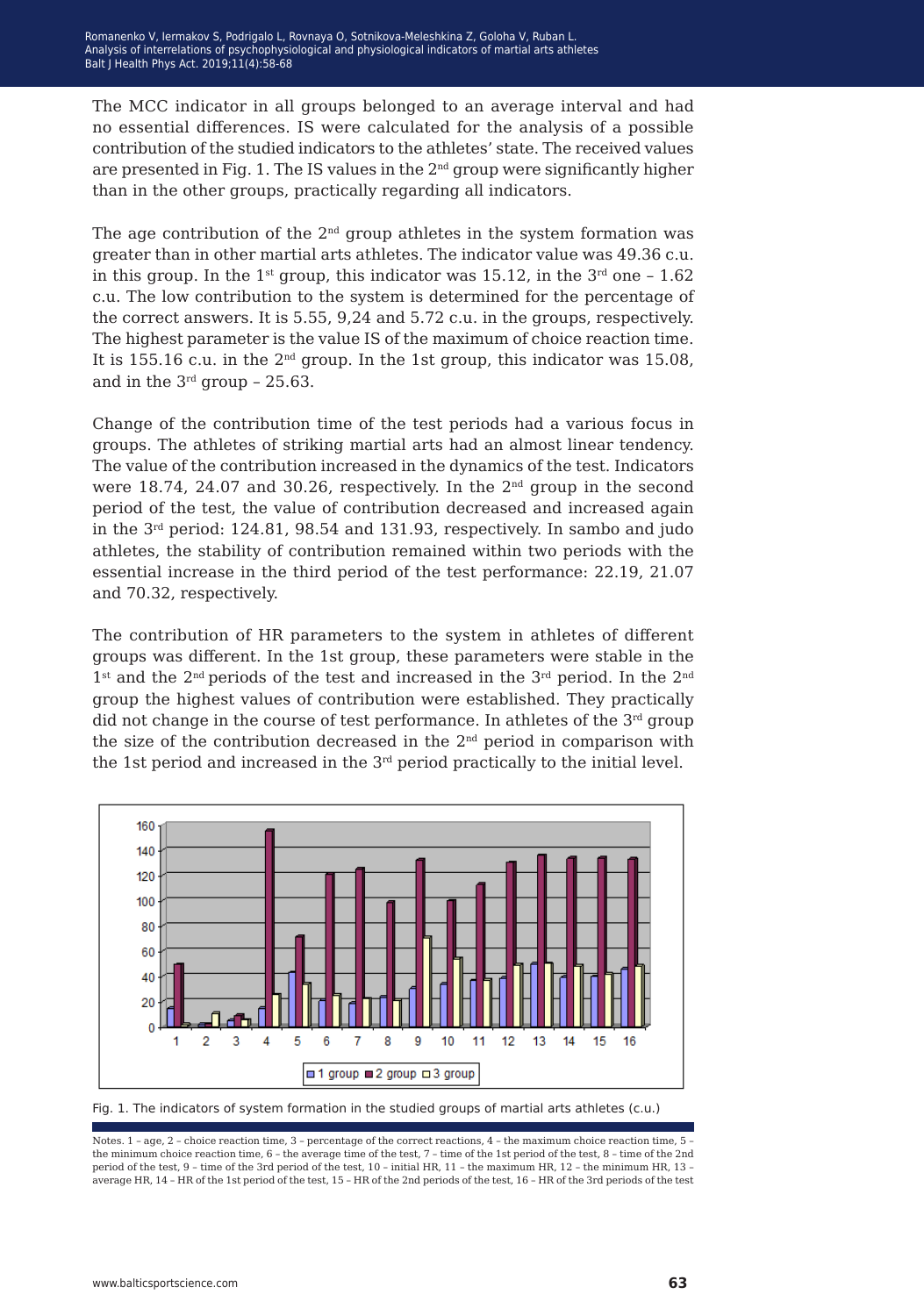The MCC indicator in all groups belonged to an average interval and had no essential differences. IS were calculated for the analysis of a possible contribution of the studied indicators to the athletes' state. The received values are presented in Fig. 1. The IS values in the 2nd group were significantly higher than in the other groups, practically regarding all indicators.

The age contribution of the 2nd group athletes in the system formation was greater than in other martial arts athletes. The indicator value was 49.36 c.u. in this group. In the 1st group, this indicator was 15.12, in the 3rd one – 1.62 c.u. The low contribution to the system is determined for the percentage of the correct answers. It is 5.55, 9,24 and 5.72 c.u. in the groups, respectively. The highest parameter is the value IS of the maximum of choice reaction time. It is 155.16 c.u. in the 2nd group. In the 1st group, this indicator was 15.08, and in the 3rd group – 25.63.

Change of the contribution time of the test periods had a various focus in groups. The athletes of striking martial arts had an almost linear tendency. The value of the contribution increased in the dynamics of the test. Indicators were 18.74, 24.07 and 30.26, respectively. In the 2nd group in the second period of the test, the value of contribution decreased and increased again in the 3rd period: 124.81, 98.54 and 131.93, respectively. In sambo and judo athletes, the stability of contribution remained within two periods with the essential increase in the third period of the test performance: 22.19, 21.07 and 70.32, respectively.

The contribution of HR parameters to the system in athletes of different groups was different. In the 1st group, these parameters were stable in the 1st and the 2nd periods of the test and increased in the 3rd period. In the 2nd group the highest values of contribution were established. They practically did not change in the course of test performance. In athletes of the 3rd group the size of the contribution decreased in the 2nd period in comparison with the 1st period and increased in the 3rd period practically to the initial level.

Fig. 1. The indicators of system formation in the studied groups of martial arts athletes (c.u.)

Notes. 1 – age, 2 – choice reaction time, 3 – percentage of the correct reactions, 4 – the maximum choice reaction time, 5 – the minimum choice reaction time, 6 – the average time of the test, 7 – time of the 1st period of the test, 8 – time of the 2nd period of the test, 9 – time of the 3rd period of the test, 10 – initial HR, 11 – the maximum HR, 12 – the minimum HR, 13 – average HR, 14 – HR of the 1st period of the test, 15 – HR of the 2nd periods of the test, 16 – HR of the 3rd periods of the test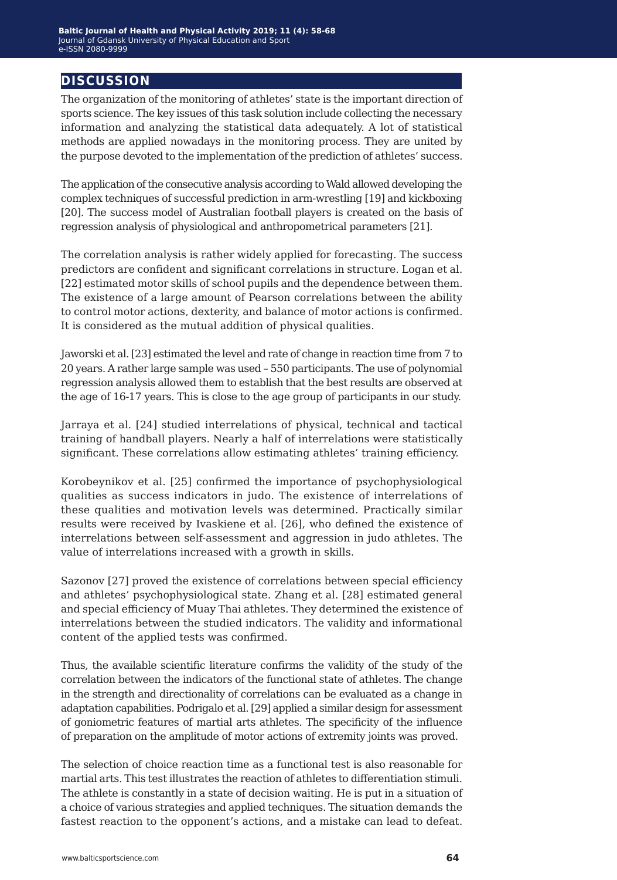## DISCUSSION

The organization of the monitoring of athletes' state is the important direction of sports science. The key issues of this task solution include collecting the necessary information and analyzing the statistical data adequately. A lot of statistical methods are applied nowadays in the monitoring process. They are united by the purpose devoted to the implementation of the prediction of athletes' success.

The application of the consecutive analysis according to Wald allowed developing the complex techniques of successful prediction in arm-wrestling [19] and kickboxing [20]. The success model of Australian football players is created on the basis of regression analysis of physiological and anthropometrical parameters [21].

The correlation analysis is rather widely applied for forecasting. The success predictors are confident and significant correlations in structure. Logan et al. [22] estimated motor skills of school pupils and the dependence between them. The existence of a large amount of Pearson correlations between the ability to control motor actions, dexterity, and balance of motor actions is confirmed. It is considered as the mutual addition of physical qualities.

Jaworski et al. [23] estimated the level and rate of change in reaction time from 7 to 20 years. A rather large sample was used – 550 participants. The use of polynomial regression analysis allowed them to establish that the best results are observed at the age of 16-17 years. This is close to the age group of participants in our study.

Jarraya et al. [24] studied interrelations of physical, technical and tactical training of handball players. Nearly a half of interrelations were statistically significant. These correlations allow estimating athletes' training efficiency.

Korobeynikov et al. [25] confirmed the importance of psychophysiological qualities as success indicators in judo. The existence of interrelations of these qualities and motivation levels was determined. Practically similar results were received by Ivaskiene et al. [26], who defined the existence of interrelations between self-assessment and aggression in judo athletes. The value of interrelations increased with a growth in skills.

Sazonov [27] proved the existence of correlations between special efficiency and athletes' psychophysiological state. Zhang et al. [28] estimated general and special efficiency of Muay Thai athletes. They determined the existence of interrelations between the studied indicators. The validity and informational content of the applied tests was confirmed.

Thus, the available scientific literature confirms the validity of the study of the correlation between the indicators of the functional state of athletes. The change in the strength and directionality of correlations can be evaluated as a change in adaptation capabilities. Podrigalo et al. [29] applied a similar design for assessment of goniometric features of martial arts athletes. The specificity of the influence of preparation on the amplitude of motor actions of extremity joints was proved.

The selection of choice reaction time as a functional test is also reasonable for martial arts. This test illustrates the reaction of athletes to differentiation stimuli. The athlete is constantly in a state of decision waiting. He is put in a situation of a choice of various strategies and applied techniques. The situation demands the fastest reaction to the opponent's actions, and a mistake can lead to defeat.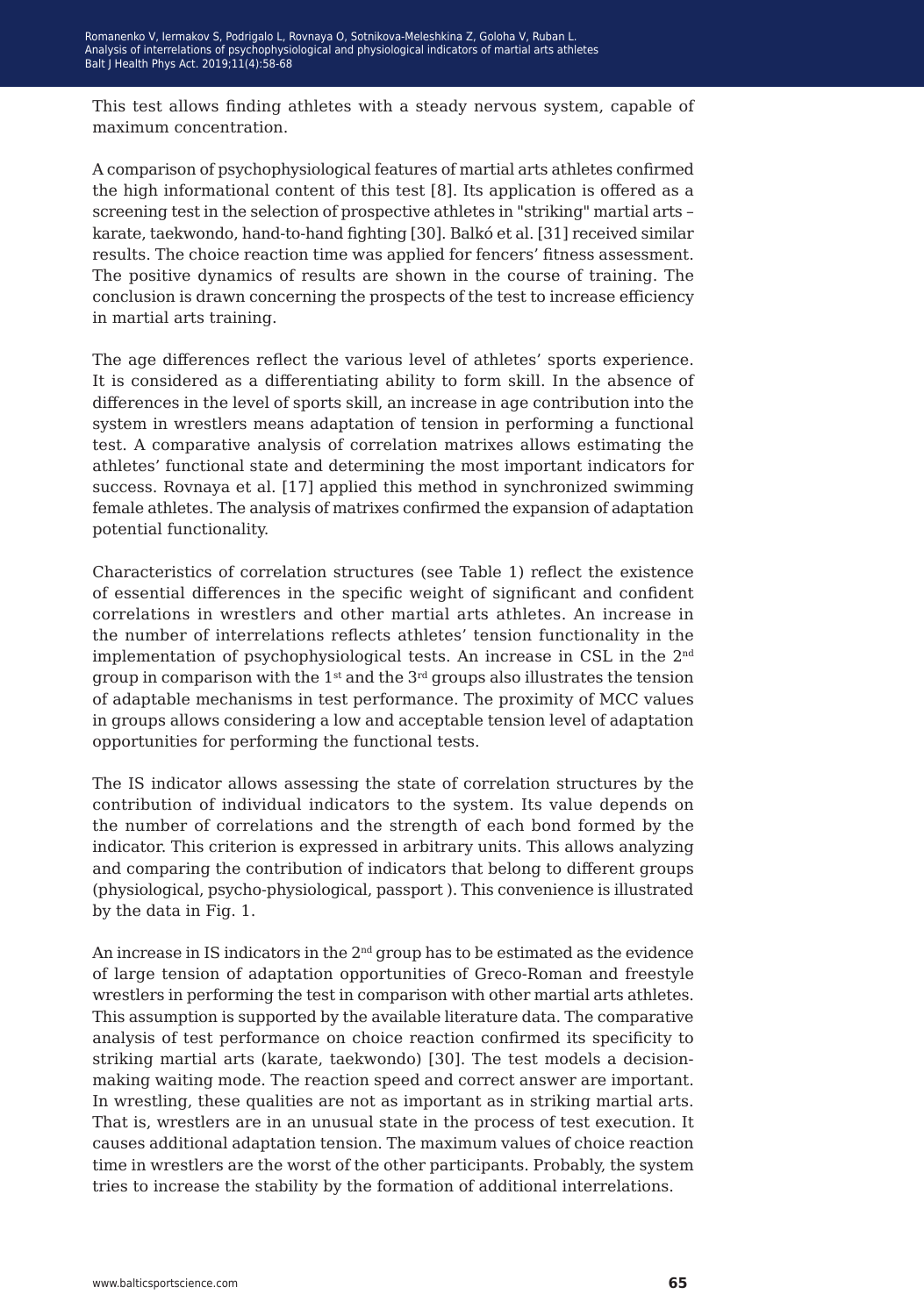This test allows finding athletes with a steady nervous system, capable of maximum concentration.

A comparison of psychophysiological features of martial arts athletes confirmed the high informational content of this test [8]. Its application is offered as a screening test in the selection of prospective athletes in "striking" martial arts – karate, taekwondo, hand-to-hand fighting [30]. Balkó et al. [31] received similar results. The choice reaction time was applied for fencers' fitness assessment. The positive dynamics of results are shown in the course of training. The conclusion is drawn concerning the prospects of the test to increase efficiency in martial arts training.

The age differences reflect the various level of athletes' sports experience. It is considered as a differentiating ability to form skill. In the absence of differences in the level of sports skill, an increase in age contribution into the system in wrestlers means adaptation of tension in performing a functional test. A comparative analysis of correlation matrixes allows estimating the athletes' functional state and determining the most important indicators for success. Rovnaya et al. [17] applied this method in synchronized swimming female athletes. The analysis of matrixes confirmed the expansion of adaptation potential functionality.

Characteristics of correlation structures (see Table 1) reflect the existence of essential differences in the specific weight of significant and confident correlations in wrestlers and other martial arts athletes. An increase in the number of interrelations reflects athletes' tension functionality in the implementation of psychophysiological tests. An increase in CSL in the 2nd group in comparison with the 1st and the 3rd groups also illustrates the tension of adaptable mechanisms in test performance. The proximity of MCC values in groups allows considering a low and acceptable tension level of adaptation opportunities for performing the functional tests.

The IS indicator allows assessing the state of correlation structures by the contribution of individual indicators to the system. Its value depends on the number of correlations and the strength of each bond formed by the indicator. This criterion is expressed in arbitrary units. This allows analyzing and comparing the contribution of indicators that belong to different groups (physiological, psycho-physiological, passport ). This convenience is illustrated by the data in Fig. 1.

An increase in IS indicators in the 2nd group has to be estimated as the evidence of large tension of adaptation opportunities of Greco-Roman and freestyle wrestlers in performing the test in comparison with other martial arts athletes. This assumption is supported by the available literature data. The comparative analysis of test performance on choice reaction confirmed its specificity to striking martial arts (karate, taekwondo) [30]. The test models a decision-making waiting mode. The reaction speed and correct answer are important. In wrestling, these qualities are not as important as in striking martial arts. That is, wrestlers are in an unusual state in the process of test execution. It causes additional adaptation tension. The maximum values of choice reaction time in wrestlers are the worst of the other participants. Probably, the system tries to increase the stability by the formation of additional interrelations.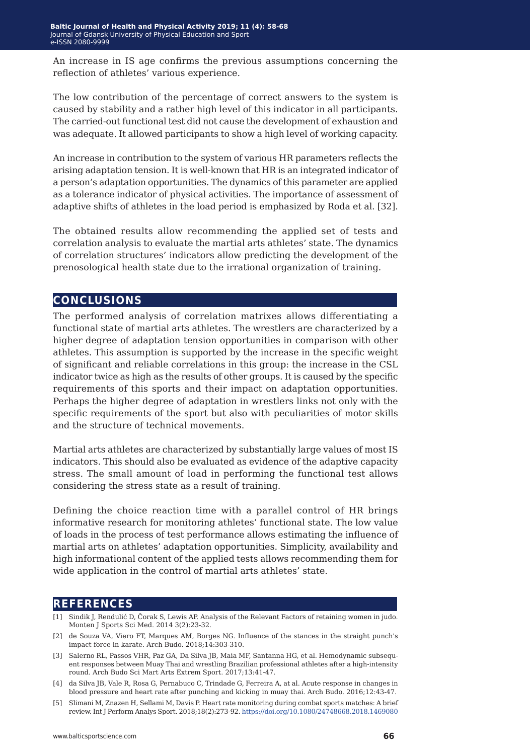An increase in IS age confirms the previous assumptions concerning the reflection of athletes' various experience.

The low contribution of the percentage of correct answers to the system is caused by stability and a rather high level of this indicator in all participants. The carried-out functional test did not cause the development of exhaustion and was adequate. It allowed participants to show a high level of working capacity.

An increase in contribution to the system of various HR parameters reflects the arising adaptation tension. It is well-known that HR is an integrated indicator of a person's adaptation opportunities. The dynamics of this parameter are applied as a tolerance indicator of physical activities. The importance of assessment of adaptive shifts of athletes in the load period is emphasized by Roda et al. [32].

The obtained results allow recommending the applied set of tests and correlation analysis to evaluate the martial arts athletes' state. The dynamics of correlation structures' indicators allow predicting the development of the prenosological health state due to the irrational organization of training.

## CONCLUSIONS

The performed analysis of correlation matrixes allows differentiating a functional state of martial arts athletes. The wrestlers are characterized by a higher degree of adaptation tension opportunities in comparison with other athletes. This assumption is supported by the increase in the specific weight of significant and reliable correlations in this group: the increase in the CSL indicator twice as high as the results of other groups. It is caused by the specific requirements of this sports and their impact on adaptation opportunities. Perhaps the higher degree of adaptation in wrestlers links not only with the specific requirements of the sport but also with peculiarities of motor skills and the structure of technical movements.

Martial arts athletes are characterized by substantially large values of most IS indicators. This should also be evaluated as evidence of the adaptive capacity stress. The small amount of load in performing the functional test allows considering the stress state as a result of training.

Defining the choice reaction time with a parallel control of HR brings informative research for monitoring athletes' functional state. The low value of loads in the process of test performance allows estimating the influence of martial arts on athletes' adaptation opportunities. Simplicity, availability and high informational content of the applied tests allows recommending them for wide application in the control of martial arts athletes' state.

## REFERENCES

[1] Sindik J, Rendulić D, Čorak S, Lewis AP. Analysis of the Relevant Factors of retaining women in judo. Monten J Sports Sci Med. 2014 3(2):23-32.

[2] de Souza VA, Viero FT, Marques AM, Borges NG. Influence of the stances in the straight punch's impact force in karate. Arch Budo. 2018;14:303-310.

[3] Salerno RL, Passos VHR, Paz GA, Da Silva JB, Maia MF, Santanna HG, et al. Hemodynamic subsequent responses between Muay Thai and wrestling Brazilian professional athletes after a high-intensity round. Arch Budo Sci Mart Arts Extrem Sport. 2017;13:41-47.

[4] da Silva JB, Vale R, Rosa G, Pernabuco C, Trindade G, Ferreira A, at al. Acute response in changes in blood pressure and heart rate after punching and kicking in muay thai. Arch Budo. 2016;12:43-47.

[5] Slimani M, Znazen H, Sellami M, Davis P. Heart rate monitoring during combat sports matches: A brief review. Int J Perform Analys Sport. 2018;18(2):273-92. https://doi.org/10.1080/24748668.2018.1469080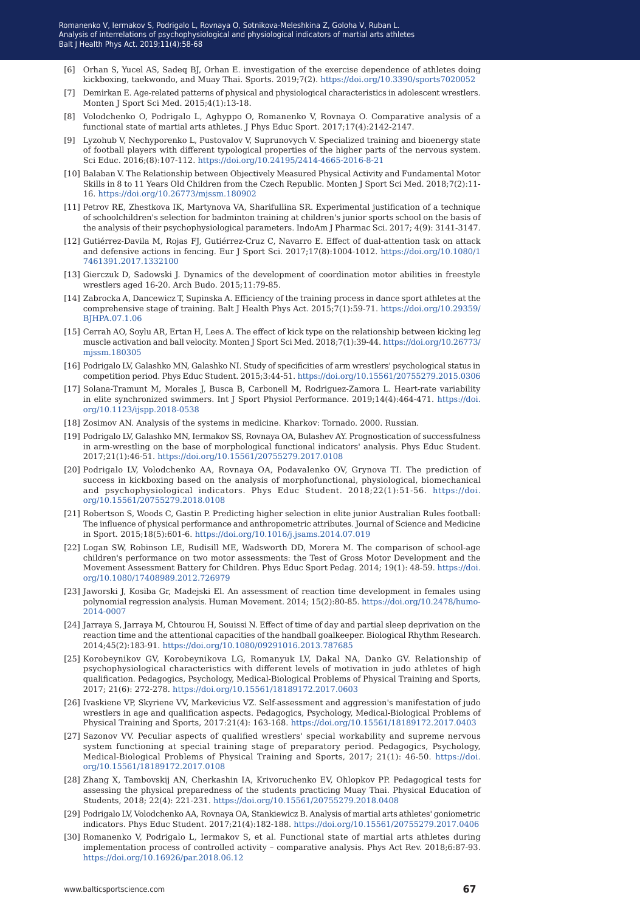[6] Orhan S, Yucel AS, Sadeq BJ, Orhan E. investigation of the exercise dependence of athletes doing kickboxing, taekwondo, and Muay Thai. Sports. 2019;7(2). https://doi.org/10.3390/sports7020052

[7] Demirkan E. Age-related patterns of physical and physiological characteristics in adolescent wrestlers. Monten J Sport Sci Med. 2015;4(1):13-18.

[8] Volodchenko O, Podrigalo L, Aghyppo O, Romanenko V, Rovnaya O. Comparative analysis of a functional state of martial arts athletes. J Phys Educ Sport. 2017;17(4):2142-2147.

[9] Lyzohub V, Nechyporenko L, Pustovalov V, Suprunovych V. Specialized training and bioenergy state of football players with different typological properties of the higher parts of the nervous system. Sci Educ. 2016;(8):107-112. https://doi.org/10.24195/2414-4665-2016-8-21

[10] Balaban V. The Relationship between Objectively Measured Physical Activity and Fundamental Motor Skills in 8 to 11 Years Old Children from the Czech Republic. Monten J Sport Sci Med. 2018;7(2):11-16. https://doi.org/10.26773/mjssm.180902

[11] Petrov RE, Zhestkova IK, Martynova VA, Sharifullina SR. Experimental justification of a technique of schoolchildren's selection for badminton training at children's junior sports school on the basis of the analysis of their psychophysiological parameters. IndoAm J Pharmac Sci. 2017; 4(9): 3141-3147.

[12] Gutiérrez-Davila M, Rojas FJ, Gutiérrez-Cruz C, Navarro E. Effect of dual-attention task on attack and defensive actions in fencing. Eur J Sport Sci. 2017;17(8):1004-1012. https://doi.org/10.1080/17461391.2017.1332100

[13] Gierczuk D, Sadowski J. Dynamics of the development of coordination motor abilities in freestyle wrestlers aged 16-20. Arch Budo. 2015;11:79-85.

[14] Zabrocka A, Dancewicz T, Supinska A. Efficiency of the training process in dance sport athletes at the comprehensive stage of training. Balt J Health Phys Act. 2015;7(1):59-71. https://doi.org/10.29359/BJHPA.07.1.06

[15] Cerrah AO, Soylu AR, Ertan H, Lees A. The effect of kick type on the relationship between kicking leg muscle activation and ball velocity. Monten J Sport Sci Med. 2018;7(1):39-44. https://doi.org/10.26773/mjssm.180305

[16] Podrigalo LV, Galashko MN, Galashko NI. Study of specificities of arm wrestlers' psychological status in competition period. Phys Educ Student. 2015;3:44-51. https://doi.org/10.15561/20755279.2015.0306

[17] Solana-Tramunt M, Morales J, Busca B, Carbonell M, Rodriguez-Zamora L. Heart-rate variability in elite synchronized swimmers. Int J Sport Physiol Performance. 2019;14(4):464-471. https://doi.org/10.1123/ijspp.2018-0538

[18] Zosimov AN. Analysis of the systems in medicine. Kharkov: Tornado. 2000. Russian.

[19] Podrigalo LV, Galashko MN, Iermakov SS, Rovnaya OA, Bulashev AY. Prognostication of successfulness in arm-wrestling on the base of morphological functional indicators' analysis. Phys Educ Student. 2017;21(1):46-51. https://doi.org/10.15561/20755279.2017.0108

[20] Podrigalo LV, Volodchenko AA, Rovnaya OA, Podavalenko OV, Grynova TI. The prediction of success in kickboxing based on the analysis of morphofunctional, physiological, biomechanical and psychophysiological indicators. Phys Educ Student. 2018;22(1):51-56. https://doi.org/10.15561/20755279.2018.0108

[21] Robertson S, Woods C, Gastin P. Predicting higher selection in elite junior Australian Rules football: The influence of physical performance and anthropometric attributes. Journal of Science and Medicine in Sport. 2015;18(5):601-6. https://doi.org/10.1016/j.jsams.2014.07.019

[22] Logan SW, Robinson LE, Rudisill ME, Wadsworth DD, Morera M. The comparison of school-age children's performance on two motor assessments: the Test of Gross Motor Development and the Movement Assessment Battery for Children. Phys Educ Sport Pedag. 2014; 19(1): 48-59. https://doi.org/10.1080/17408989.2012.726979

[23] Jaworski J, Kosiba Gr, Madejski El. An assessment of reaction time development in females using polynomial regression analysis. Human Movement. 2014; 15(2):80-85. https://doi.org/10.2478/humo-2014-0007

[24] Jarraya S, Jarraya M, Chtourou H, Souissi N. Effect of time of day and partial sleep deprivation on the reaction time and the attentional capacities of the handball goalkeeper. Biological Rhythm Research. 2014;45(2):183-91. https://doi.org/10.1080/09291016.2013.787685

[25] Korobeynikov GV, Korobeynikova LG, Romanyuk LV, Dakal NA, Danko GV. Relationship of psychophysiological characteristics with different levels of motivation in judo athletes of high qualification. Pedagogics, Psychology, Medical-Biological Problems of Physical Training and Sports, 2017; 21(6): 272-278. https://doi.org/10.15561/18189172.2017.0603

[26] Ivaskiene VP, Skyriene VV, Markevicius VZ. Self-assessment and aggression's manifestation of judo wrestlers in age and qualification aspects. Pedagogics, Psychology, Medical-Biological Problems of Physical Training and Sports, 2017:21(4): 163-168. https://doi.org/10.15561/18189172.2017.0403

[27] Sazonov VV. Peculiar aspects of qualified wrestlers' special workability and supreme nervous system functioning at special training stage of preparatory period. Pedagogics, Psychology, Medical-Biological Problems of Physical Training and Sports, 2017; 21(1): 46-50. https://doi.org/10.15561/18189172.2017.0108

[28] Zhang X, Tambovskij AN, Cherkashin IA, Krivoruchenko EV, Ohlopkov PP. Pedagogical tests for assessing the physical preparedness of the students practicing Muay Thai. Physical Education of Students, 2018; 22(4): 221-231. https://doi.org/10.15561/20755279.2018.0408

[29] Podrigalo LV, Volodchenko AA, Rovnaya OA, Stankiewicz B. Analysis of martial arts athletes' goniometric indicators. Phys Educ Student. 2017;21(4):182-188. https://doi.org/10.15561/20755279.2017.0406

[30] Romanenko V, Podrigalo L, Iermakov S, et al. Functional state of martial arts athletes during implementation process of controlled activity – comparative analysis. Phys Act Rev. 2018;6:87-93. https://doi.org/10.16926/par.2018.06.12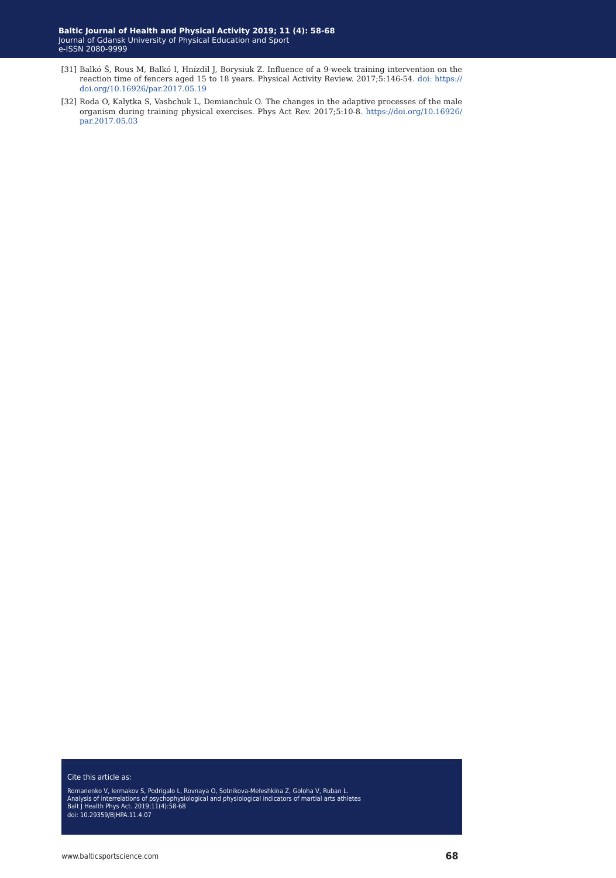[31] Balkó Š, Rous M, Balkó I, Hnízdil J, Borysiuk Z. Influence of a 9-week training intervention on the reaction time of fencers aged 15 to 18 years. Physical Activity Review. 2017;5:146-54. doi: https://doi.org/10.16926/par.2017.05.19

[32] Roda O, Kalytka S, Vashchuk L, Demianchuk O. The changes in the adaptive processes of the male organism during training physical exercises. Phys Act Rev. 2017;5:10-8. https://doi.org/10.16926/par.2017.05.03

Cite this article as:

Romanenko V, Iermakov S, Podrigalo L, Rovnaya O, Sotnikova-Meleshkina Z, Goloha V, Ruban L.
Analysis of interrelations of psychophysiological and physiological indicators of martial arts athletes
Balt J Health Phys Act. 2019;11(4):58-68
doi: 10.29359/BJHPA.11.4.07